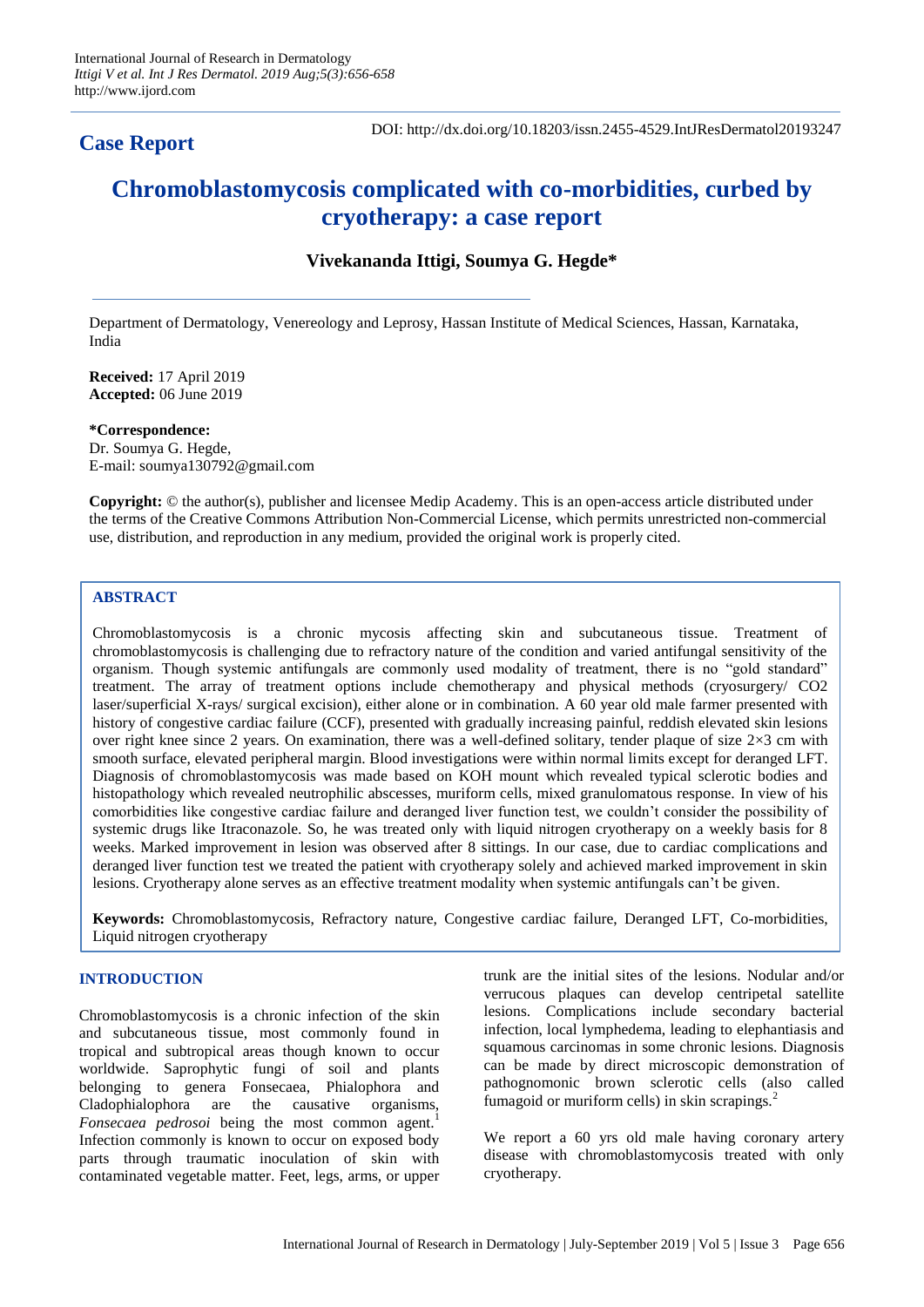**Case Report**

DOI: http://dx.doi.org/10.18203/issn.2455-4529.IntJResDermatol20193247

# Chromoblastomycosis complicated with co-morbidities, curbed by cryotherapy: a case report

**Vivekananda Ittigi, Soumya G. Hegde***

Department of Dermatology, Venereology and Leprosy, Hassan Institute of Medical Sciences, Hassan, Karnataka, India

**Received:** 17 April 2019
**Accepted:** 06 June 2019

***Correspondence:**
Dr. Soumya G. Hegde,
E-mail: soumya130792@gmail.com

**Copyright:** © the author(s), publisher and licensee Medip Academy. This is an open-access article distributed under the terms of the Creative Commons Attribution Non-Commercial License, which permits unrestricted non-commercial use, distribution, and reproduction in any medium, provided the original work is properly cited.

## ABSTRACT

Chromoblastomycosis is a chronic mycosis affecting skin and subcutaneous tissue. Treatment of chromoblastomycosis is challenging due to refractory nature of the condition and varied antifungal sensitivity of the organism. Though systemic antifungals are commonly used modality of treatment, there is no "gold standard" treatment. The array of treatment options include chemotherapy and physical methods (cryosurgery/ CO2 laser/superficial X-rays/ surgical excision), either alone or in combination. A 60 year old male farmer presented with history of congestive cardiac failure (CCF), presented with gradually increasing painful, reddish elevated skin lesions over right knee since 2 years. On examination, there was a well-defined solitary, tender plaque of size 2×3 cm with smooth surface, elevated peripheral margin. Blood investigations were within normal limits except for deranged LFT. Diagnosis of chromoblastomycosis was made based on KOH mount which revealed typical sclerotic bodies and histopathology which revealed neutrophilic abscesses, muriform cells, mixed granulomatous response. In view of his comorbidities like congestive cardiac failure and deranged liver function test, we couldn't consider the possibility of systemic drugs like Itraconazole. So, he was treated only with liquid nitrogen cryotherapy on a weekly basis for 8 weeks. Marked improvement in lesion was observed after 8 sittings. In our case, due to cardiac complications and deranged liver function test we treated the patient with cryotherapy solely and achieved marked improvement in skin lesions. Cryotherapy alone serves as an effective treatment modality when systemic antifungals can't be given.

**Keywords:** Chromoblastomycosis, Refractory nature, Congestive cardiac failure, Deranged LFT, Co-morbidities, Liquid nitrogen cryotherapy

## INTRODUCTION

Chromoblastomycosis is a chronic infection of the skin and subcutaneous tissue, most commonly found in tropical and subtropical areas though known to occur worldwide. Saprophytic fungi of soil and plants belonging to genera Fonsecaea, Phialophora and Cladophialophora are the causative organisms, *Fonsecaea pedrosoi* being the most common agent.[1] Infection commonly is known to occur on exposed body parts through traumatic inoculation of skin with contaminated vegetable matter. Feet, legs, arms, or upper trunk are the initial sites of the lesions. Nodular and/or verrucous plaques can develop centripetal satellite lesions. Complications include secondary bacterial infection, local lymphedema, leading to elephantiasis and squamous carcinomas in some chronic lesions. Diagnosis can be made by direct microscopic demonstration of pathognomonic brown sclerotic cells (also called fumagoid or muriform cells) in skin scrapings.[2]

We report a 60 yrs old male having coronary artery disease with chromoblastomycosis treated with only cryotherapy.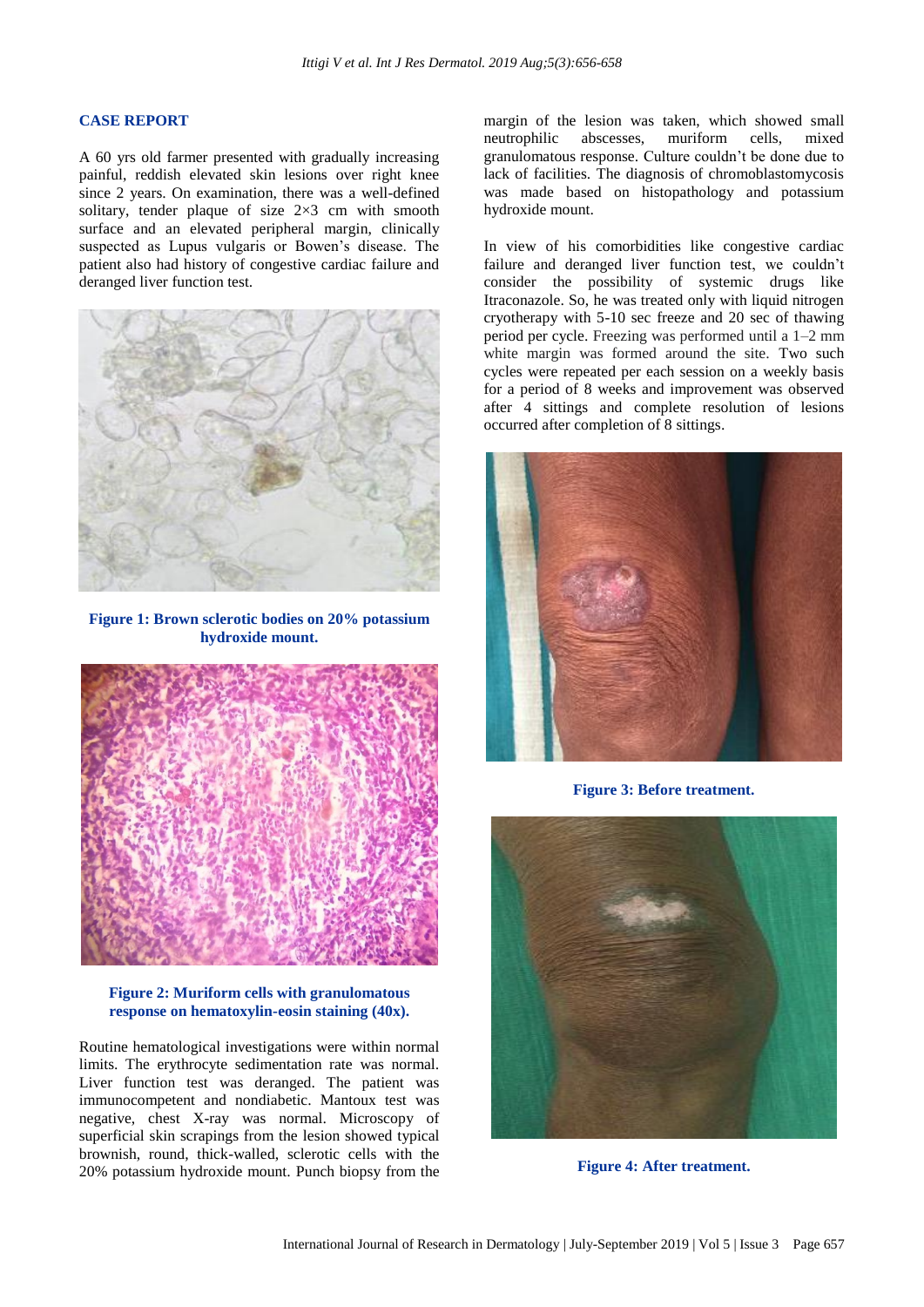## CASE REPORT

A 60 yrs old farmer presented with gradually increasing painful, reddish elevated skin lesions over right knee since 2 years. On examination, there was a well-defined solitary, tender plaque of size 2×3 cm with smooth surface and an elevated peripheral margin, clinically suspected as Lupus vulgaris or Bowen's disease. The patient also had history of congestive cardiac failure and deranged liver function test.

**Figure 1: Brown sclerotic bodies on 20% potassium hydroxide mount.**

**Figure 2: Muriform cells with granulomatous response on hematoxylin-eosin staining (40x).**

Routine hematological investigations were within normal limits. The erythrocyte sedimentation rate was normal. Liver function test was deranged. The patient was immunocompetent and nondiabetic. Mantoux test was negative, chest X-ray was normal. Microscopy of superficial skin scrapings from the lesion showed typical brownish, round, thick-walled, sclerotic cells with the 20% potassium hydroxide mount. Punch biopsy from the margin of the lesion was taken, which showed small neutrophilic abscesses, muriform cells, mixed granulomatous response. Culture couldn't be done due to lack of facilities. The diagnosis of chromoblastomycosis was made based on histopathology and potassium hydroxide mount.

In view of his comorbidities like congestive cardiac failure and deranged liver function test, we couldn't consider the possibility of systemic drugs like Itraconazole. So, he was treated only with liquid nitrogen cryotherapy with 5-10 sec freeze and 20 sec of thawing period per cycle. Freezing was performed until a 1–2 mm white margin was formed around the site. Two such cycles were repeated per each session on a weekly basis for a period of 8 weeks and improvement was observed after 4 sittings and complete resolution of lesions occurred after completion of 8 sittings.

**Figure 3: Before treatment.**

**Figure 4: After treatment.**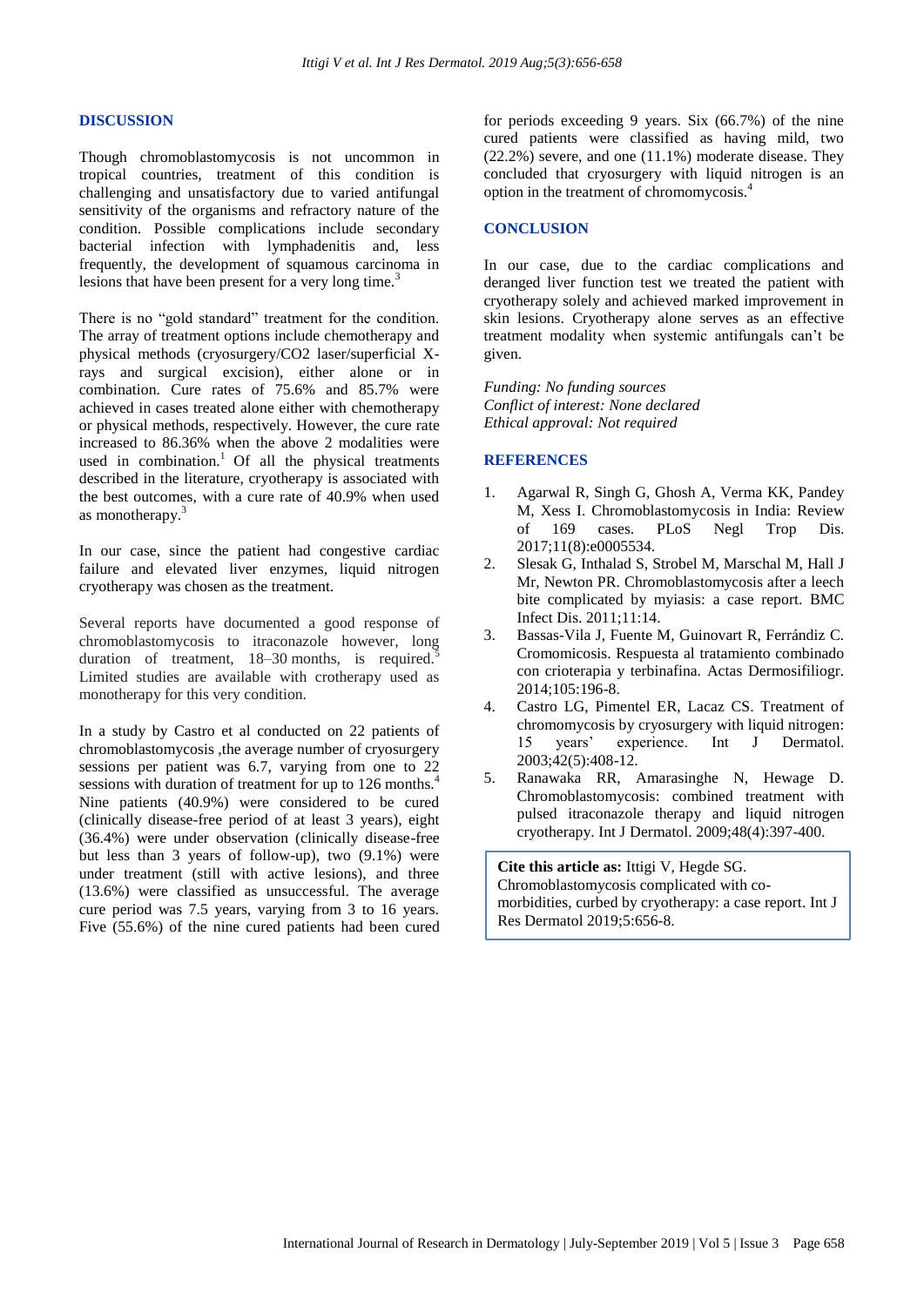## DISCUSSION

Though chromoblastomycosis is not uncommon in tropical countries, treatment of this condition is challenging and unsatisfactory due to varied antifungal sensitivity of the organisms and refractory nature of the condition. Possible complications include secondary bacterial infection with lymphadenitis and, less frequently, the development of squamous carcinoma in lesions that have been present for a very long time.[3]

There is no "gold standard" treatment for the condition. The array of treatment options include chemotherapy and physical methods (cryosurgery/CO2 laser/superficial X-rays and surgical excision), either alone or in combination. Cure rates of 75.6% and 85.7% were achieved in cases treated alone either with chemotherapy or physical methods, respectively. However, the cure rate increased to 86.36% when the above 2 modalities were used in combination.[1] Of all the physical treatments described in the literature, cryotherapy is associated with the best outcomes, with a cure rate of 40.9% when used as monotherapy.[3]

In our case, since the patient had congestive cardiac failure and elevated liver enzymes, liquid nitrogen cryotherapy was chosen as the treatment.

Several reports have documented a good response of chromoblastomycosis to itraconazole however, long duration of treatment, 18–30 months, is required.[5] Limited studies are available with crotherapy used as monotherapy for this very condition.

In a study by Castro et al conducted on 22 patients of chromoblastomycosis ,the average number of cryosurgery sessions per patient was 6.7, varying from one to 22 sessions with duration of treatment for up to 126 months.[4] Nine patients (40.9%) were considered to be cured (clinically disease-free period of at least 3 years), eight (36.4%) were under observation (clinically disease-free but less than 3 years of follow-up), two (9.1%) were under treatment (still with active lesions), and three (13.6%) were classified as unsuccessful. The average cure period was 7.5 years, varying from 3 to 16 years. Five (55.6%) of the nine cured patients had been cured for periods exceeding 9 years. Six (66.7%) of the nine cured patients were classified as having mild, two (22.2%) severe, and one (11.1%) moderate disease. They concluded that cryosurgery with liquid nitrogen is an option in the treatment of chromomycosis.[4]

## CONCLUSION

In our case, due to the cardiac complications and deranged liver function test we treated the patient with cryotherapy solely and achieved marked improvement in skin lesions. Cryotherapy alone serves as an effective treatment modality when systemic antifungals can't be given.

*Funding: No funding sources*
*Conflict of interest: None declared*
*Ethical approval: Not required*

## REFERENCES

1. Agarwal R, Singh G, Ghosh A, Verma KK, Pandey M, Xess I. Chromoblastomycosis in India: Review of 169 cases. PLoS Negl Trop Dis. 2017;11(8):e0005534.
2. Slesak G, Inthalad S, Strobel M, Marschal M, Hall J Mr, Newton PR. Chromoblastomycosis after a leech bite complicated by myiasis: a case report. BMC Infect Dis. 2011;11:14.
3. Bassas-Vila J, Fuente M, Guinovart R, Ferrándiz C. Cromomicosis. Respuesta al tratamiento combinado con crioterapia y terbinafina. Actas Dermosifiliogr. 2014;105:196-8.
4. Castro LG, Pimentel ER, Lacaz CS. Treatment of chromomycosis by cryosurgery with liquid nitrogen: 15 years' experience. Int J Dermatol. 2003;42(5):408-12.
5. Ranawaka RR, Amarasinghe N, Hewage D. Chromoblastomycosis: combined treatment with pulsed itraconazole therapy and liquid nitrogen cryotherapy. Int J Dermatol. 2009;48(4):397-400.

**Cite this article as:** Ittigi V, Hegde SG. Chromoblastomycosis complicated with co-morbidities, curbed by cryotherapy: a case report. Int J Res Dermatol 2019;5:656-8.